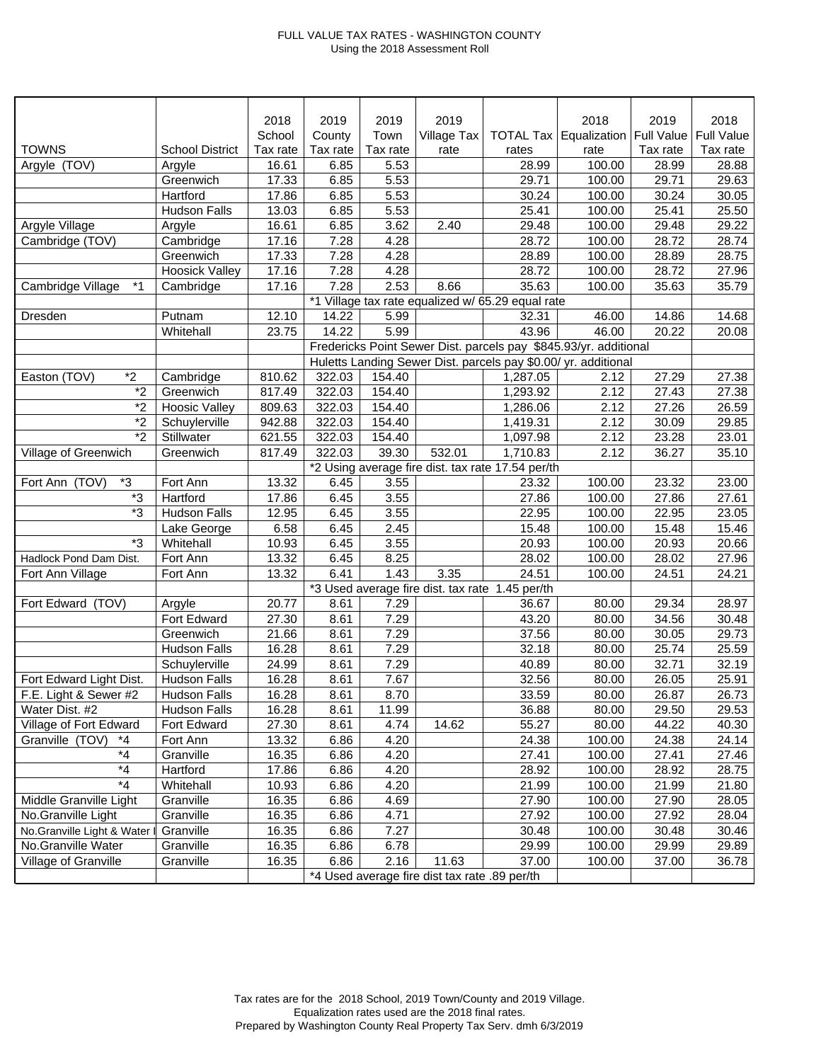# FULL VALUE TAX RATES - WASHINGTON COUNTY

Using the 2018 Assessment Roll

| TOWNS | School District | 2018 School Tax rate | 2019 County Tax rate | 2019 Town Tax rate | 2019 Village Tax rate | TOTAL Tax rates | 2018 Equalization rate | 2019 Full Value Tax rate | 2018 Full Value Tax rate |
|---|---|---|---|---|---|---|---|---|---|
| Argyle (TOV) | Argyle | 16.61 | 6.85 | 5.53 | | 28.99 | 100.00 | 28.99 | 28.88 |
| | Greenwich | 17.33 | 6.85 | 5.53 | | 29.71 | 100.00 | 29.71 | 29.63 |
| | Hartford | 17.86 | 6.85 | 5.53 | | 30.24 | 100.00 | 30.24 | 30.05 |
| | Hudson Falls | 13.03 | 6.85 | 5.53 | | 25.41 | 100.00 | 25.41 | 25.50 |
| Argyle Village | Argyle | 16.61 | 6.85 | 3.62 | 2.40 | 29.48 | 100.00 | 29.48 | 29.22 |
| Cambridge (TOV) | Cambridge | 17.16 | 7.28 | 4.28 | | 28.72 | 100.00 | 28.72 | 28.74 |
| | Greenwich | 17.33 | 7.28 | 4.28 | | 28.89 | 100.00 | 28.89 | 28.75 |
| | Hoosick Valley | 17.16 | 7.28 | 4.28 | | 28.72 | 100.00 | 28.72 | 27.96 |
| Cambridge Village *1 | Cambridge | 17.16 | 7.28 | 2.53 | 8.66 | 35.63 | 100.00 | 35.63 | 35.79 |
| | | | *1 Village tax rate equalized w/ 65.29 equal rate | | | | | | |
| Dresden | Putnam | 12.10 | 14.22 | 5.99 | | 32.31 | 46.00 | 14.86 | 14.68 |
| | Whitehall | 23.75 | 14.22 | 5.99 | | 43.96 | 46.00 | 20.22 | 20.08 |
| | | | Fredericks Point Sewer Dist. parcels pay $845.93/yr. additional | | | | | | |
| | | | Huletts Landing Sewer Dist. parcels pay $0.00/ yr. additional | | | | | | |
| Easton (TOV) *2 | Cambridge | 810.62 | 322.03 | 154.40 | | 1,287.05 | 2.12 | 27.29 | 27.38 |
| *2 | Greenwich | 817.49 | 322.03 | 154.40 | | 1,293.92 | 2.12 | 27.43 | 27.38 |
| *2 | Hoosic Valley | 809.63 | 322.03 | 154.40 | | 1,286.06 | 2.12 | 27.26 | 26.59 |
| *2 | Schuylerville | 942.88 | 322.03 | 154.40 | | 1,419.31 | 2.12 | 30.09 | 29.85 |
| *2 | Stillwater | 621.55 | 322.03 | 154.40 | | 1,097.98 | 2.12 | 23.28 | 23.01 |
| Village of Greenwich | Greenwich | 817.49 | 322.03 | 39.30 | 532.01 | 1,710.83 | 2.12 | 36.27 | 35.10 |
| | | | *2 Using average fire dist. tax rate 17.54 per/th | | | | | | |
| Fort Ann (TOV) *3 | Fort Ann | 13.32 | 6.45 | 3.55 | | 23.32 | 100.00 | 23.32 | 23.00 |
| *3 | Hartford | 17.86 | 6.45 | 3.55 | | 27.86 | 100.00 | 27.86 | 27.61 |
| *3 | Hudson Falls | 12.95 | 6.45 | 3.55 | | 22.95 | 100.00 | 22.95 | 23.05 |
| | Lake George | 6.58 | 6.45 | 2.45 | | 15.48 | 100.00 | 15.48 | 15.46 |
| *3 | Whitehall | 10.93 | 6.45 | 3.55 | | 20.93 | 100.00 | 20.93 | 20.66 |
| Hadlock Pond Dam Dist. | Fort Ann | 13.32 | 6.45 | 8.25 | | 28.02 | 100.00 | 28.02 | 27.96 |
| Fort Ann Village | Fort Ann | 13.32 | 6.41 | 1.43 | 3.35 | 24.51 | 100.00 | 24.51 | 24.21 |
| | | | *3 Used average fire dist. tax rate 1.45 per/th | | | | | | |
| Fort Edward (TOV) | Argyle | 20.77 | 8.61 | 7.29 | | 36.67 | 80.00 | 29.34 | 28.97 |
| | Fort Edward | 27.30 | 8.61 | 7.29 | | 43.20 | 80.00 | 34.56 | 30.48 |
| | Greenwich | 21.66 | 8.61 | 7.29 | | 37.56 | 80.00 | 30.05 | 29.73 |
| | Hudson Falls | 16.28 | 8.61 | 7.29 | | 32.18 | 80.00 | 25.74 | 25.59 |
| | Schuylerville | 24.99 | 8.61 | 7.29 | | 40.89 | 80.00 | 32.71 | 32.19 |
| Fort Edward Light Dist. | Hudson Falls | 16.28 | 8.61 | 7.67 | | 32.56 | 80.00 | 26.05 | 25.91 |
| F.E. Light & Sewer #2 | Hudson Falls | 16.28 | 8.61 | 8.70 | | 33.59 | 80.00 | 26.87 | 26.73 |
| Water Dist. #2 | Hudson Falls | 16.28 | 8.61 | 11.99 | | 36.88 | 80.00 | 29.50 | 29.53 |
| Village of Fort Edward | Fort Edward | 27.30 | 8.61 | 4.74 | 14.62 | 55.27 | 80.00 | 44.22 | 40.30 |
| Granville (TOV) *4 | Fort Ann | 13.32 | 6.86 | 4.20 | | 24.38 | 100.00 | 24.38 | 24.14 |
| *4 | Granville | 16.35 | 6.86 | 4.20 | | 27.41 | 100.00 | 27.41 | 27.46 |
| *4 | Hartford | 17.86 | 6.86 | 4.20 | | 28.92 | 100.00 | 28.92 | 28.75 |
| *4 | Whitehall | 10.93 | 6.86 | 4.20 | | 21.99 | 100.00 | 21.99 | 21.80 |
| Middle Granville Light | Granville | 16.35 | 6.86 | 4.69 | | 27.90 | 100.00 | 27.90 | 28.05 |
| No.Granville Light | Granville | 16.35 | 6.86 | 4.71 | | 27.92 | 100.00 | 27.92 | 28.04 |
| No.Granville Light & Water I | Granville | 16.35 | 6.86 | 7.27 | | 30.48 | 100.00 | 30.48 | 30.46 |
| No.Granville Water | Granville | 16.35 | 6.86 | 6.78 | | 29.99 | 100.00 | 29.99 | 29.89 |
| Village of Granville | Granville | 16.35 | 6.86 | 2.16 | 11.63 | 37.00 | 100.00 | 37.00 | 36.78 |
| | | | *4 Used average fire dist tax rate .89 per/th | | | | | | |

Tax rates are for the 2018 School, 2019 Town/County and 2019 Village.
Equalization rates used are the 2018 final rates.
Prepared by Washington County Real Property Tax Serv. dmh 6/3/2019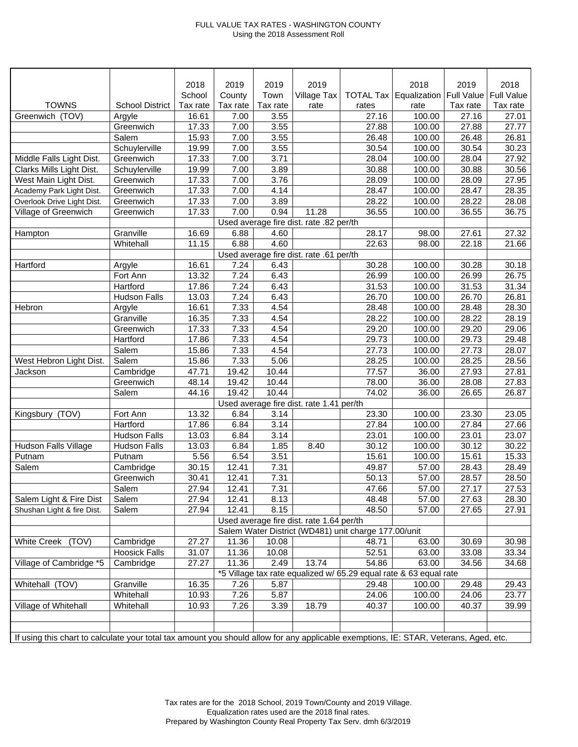FULL VALUE TAX RATES - WASHINGTON COUNTY
Using the 2018 Assessment Roll

| TOWNS | School District | 2018 School Tax rate | 2019 County Tax rate | 2019 Town Tax rate | 2019 Village Tax rate | TOTAL Tax rates | 2018 Equalization rate | 2019 Full Value Tax rate | 2018 Full Value Tax rate |
|---|---|---|---|---|---|---|---|---|---|
| Greenwich (TOV) | Argyle | 16.61 | 7.00 | 3.55 | | 27.16 | 100.00 | 27.16 | 27.01 |
| | Greenwich | 17.33 | 7.00 | 3.55 | | 27.88 | 100.00 | 27.88 | 27.77 |
| | Salem | 15.93 | 7.00 | 3.55 | | 26.48 | 100.00 | 26.48 | 26.81 |
| | Schuylerville | 19.99 | 7.00 | 3.55 | | 30.54 | 100.00 | 30.54 | 30.23 |
| Middle Falls Light Dist. | Greenwich | 17.33 | 7.00 | 3.71 | | 28.04 | 100.00 | 28.04 | 27.92 |
| Clarks Mills Light Dist. | Schuylerville | 19.99 | 7.00 | 3.89 | | 30.88 | 100.00 | 30.88 | 30.56 |
| West Main Light Dist. | Greenwich | 17.33 | 7.00 | 3.76 | | 28.09 | 100.00 | 28.09 | 27.95 |
| Academy Park Light Dist. | Greenwich | 17.33 | 7.00 | 4.14 | | 28.47 | 100.00 | 28.47 | 28.35 |
| Overlook Drive Light Dist. | Greenwich | 17.33 | 7.00 | 3.89 | | 28.22 | 100.00 | 28.22 | 28.08 |
| Village of Greenwich | Greenwich | 17.33 | 7.00 | 0.94 | 11.28 | 36.55 | 100.00 | 36.55 | 36.75 |
| | | | Used average fire dist. rate .82 per/th | | | | | | |
| Hampton | Granville | 16.69 | 6.88 | 4.60 | | 28.17 | 98.00 | 27.61 | 27.32 |
| | Whitehall | 11.15 | 6.88 | 4.60 | | 22.63 | 98.00 | 22.18 | 21.66 |
| | | | Used average fire dist. rate .61 per/th | | | | | | |
| Hartford | Argyle | 16.61 | 7.24 | 6.43 | | 30.28 | 100.00 | 30.28 | 30.18 |
| | Fort Ann | 13.32 | 7.24 | 6.43 | | 26.99 | 100.00 | 26.99 | 26.75 |
| | Hartford | 17.86 | 7.24 | 6.43 | | 31.53 | 100.00 | 31.53 | 31.34 |
| | Hudson Falls | 13.03 | 7.24 | 6.43 | | 26.70 | 100.00 | 26.70 | 26.81 |
| Hebron | Argyle | 16.61 | 7.33 | 4.54 | | 28.48 | 100.00 | 28.48 | 28.30 |
| | Granville | 16.35 | 7.33 | 4.54 | | 28.22 | 100.00 | 28.22 | 28.19 |
| | Greenwich | 17.33 | 7.33 | 4.54 | | 29.20 | 100.00 | 29.20 | 29.06 |
| | Hartford | 17.86 | 7.33 | 4.54 | | 29.73 | 100.00 | 29.73 | 29.48 |
| | Salem | 15.86 | 7.33 | 4.54 | | 27.73 | 100.00 | 27.73 | 28.07 |
| West Hebron Light Dist. | Salem | 15.86 | 7.33 | 5.06 | | 28.25 | 100.00 | 28.25 | 28.56 |
| Jackson | Cambridge | 47.71 | 19.42 | 10.44 | | 77.57 | 36.00 | 27.93 | 27.81 |
| | Greenwich | 48.14 | 19.42 | 10.44 | | 78.00 | 36.00 | 28.08 | 27.83 |
| | Salem | 44.16 | 19.42 | 10.44 | | 74.02 | 36.00 | 26.65 | 26.87 |
| | | | Used average fire dist. rate 1.41 per/th | | | | | | |
| Kingsbury (TOV) | Fort Ann | 13.32 | 6.84 | 3.14 | | 23.30 | 100.00 | 23.30 | 23.05 |
| | Hartford | 17.86 | 6.84 | 3.14 | | 27.84 | 100.00 | 27.84 | 27.66 |
| | Hudson Falls | 13.03 | 6.84 | 3.14 | | 23.01 | 100.00 | 23.01 | 23.07 |
| Hudson Falls Village | Hudson Falls | 13.03 | 6.84 | 1.85 | 8.40 | 30.12 | 100.00 | 30.12 | 30.22 |
| Putnam | Putnam | 5.56 | 6.54 | 3.51 | | 15.61 | 100.00 | 15.61 | 15.33 |
| Salem | Cambridge | 30.15 | 12.41 | 7.31 | | 49.87 | 57.00 | 28.43 | 28.49 |
| | Greenwich | 30.41 | 12.41 | 7.31 | | 50.13 | 57.00 | 28.57 | 28.50 |
| | Salem | 27.94 | 12.41 | 7.31 | | 47.66 | 57.00 | 27.17 | 27.53 |
| Salem Light & Fire Dist | Salem | 27.94 | 12.41 | 8.13 | | 48.48 | 57.00 | 27.63 | 28.30 |
| Shushan Light & fire Dist. | Salem | 27.94 | 12.41 | 8.15 | | 48.50 | 57.00 | 27.65 | 27.91 |
| | | | Used average fire dist. rate 1.64 per/th | | | | | | |
| | | | Salem Water District (WD481) unit charge 177.00/unit | | | | | | |
| White Creek (TOV) | Cambridge | 27.27 | 11.36 | 10.08 | | 48.71 | 63.00 | 30.69 | 30.98 |
| | Hoosick Falls | 31.07 | 11.36 | 10.08 | | 52.51 | 63.00 | 33.08 | 33.34 |
| Village of Cambridge *5 | Cambridge | 27.27 | 11.36 | 2.49 | 13.74 | 54.86 | 63.00 | 34.56 | 34.68 |
| | | | *5 Village tax rate equalized w/ 65.29 equal rate & 63 equal rate | | | | | | |
| Whitehall (TOV) | Granville | 16.35 | 7.26 | 5.87 | | 29.48 | 100.00 | 29.48 | 29.43 |
| | Whitehall | 10.93 | 7.26 | 5.87 | | 24.06 | 100.00 | 24.06 | 23.77 |
| Village of Whitehall | Whitehall | 10.93 | 7.26 | 3.39 | 18.79 | 40.37 | 100.00 | 40.37 | 39.99 |

If using this chart to calculate your total tax amount you should allow for any applicable exemptions, IE: STAR, Veterans, Aged, etc.

Tax rates are for the 2018 School, 2019 Town/County and 2019 Village.
Equalization rates used are the 2018 final rates.
Prepared by Washington County Real Property Tax Serv. dmh 6/3/2019